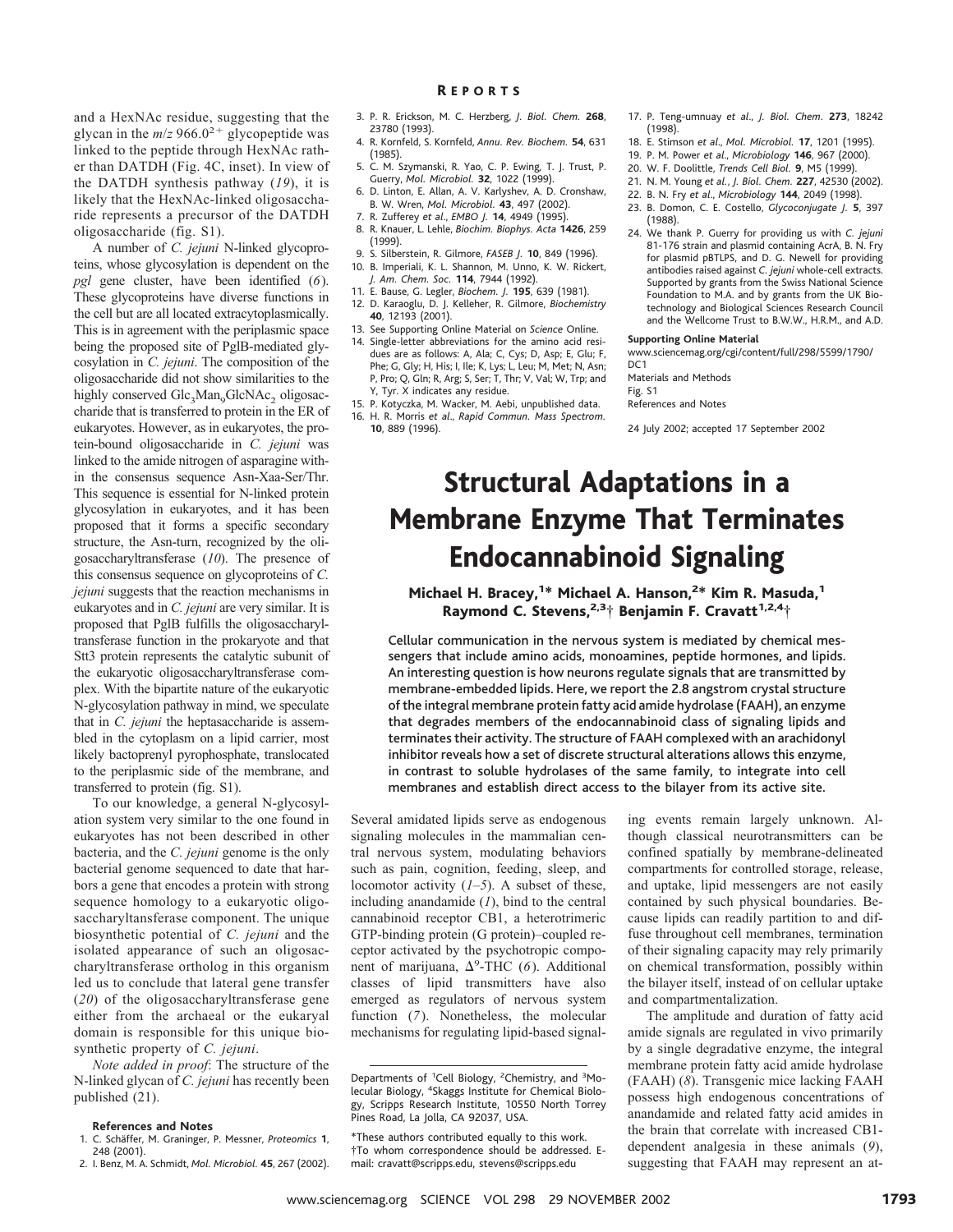and a HexNAc residue, suggesting that the glycan in the $m/z$ 966.0$^{2+}$ glycopeptide was linked to the peptide through HexNAc rather than DATDH (Fig. 4C, inset). In view of the DATDH synthesis pathway (*19*), it is likely that the HexNAc-linked oligosaccharide represents a precursor of the DATDH oligosaccharide (fig. S1).

A number of *C. jejuni* N-linked glycoproteins, whose glycosylation is dependent on the *pgl* gene cluster, have been identified (*6*). These glycoproteins have diverse functions in the cell but are all located extracytoplasmically. This is in agreement with the periplasmic space being the proposed site of PglB-mediated glycosylation in *C. jejuni*. The composition of the oligosaccharide did not show similarities to the highly conserved $Glc_3Man_9GlcNAc_2$ oligosaccharide that is transferred to protein in the ER of eukaryotes. However, as in eukaryotes, the protein-bound oligosaccharide in *C. jejuni* was linked to the amide nitrogen of asparagine within the consensus sequence Asn-Xaa-Ser/Thr. This sequence is essential for N-linked protein glycosylation in eukaryotes, and it has been proposed that it forms a specific secondary structure, the Asn-turn, recognized by the oligosaccharyltransferase (*10*). The presence of this consensus sequence on glycoproteins of *C. jejuni* suggests that the reaction mechanisms in eukaryotes and in *C. jejuni* are very similar. It is proposed that PglB fulfills the oligosaccharyltransferase function in the prokaryote and that Stt3 protein represents the catalytic subunit of the eukaryotic oligosaccharyltransferase complex. With the bipartite nature of the eukaryotic N-glycosylation pathway in mind, we speculate that in *C. jejuni* the heptasaccharide is assembled in the cytoplasm on a lipid carrier, most likely bactoprenyl pyrophosphate, translocated to the periplasmic side of the membrane, and transferred to protein (fig. S1).

To our knowledge, a general N-glycosylation system very similar to the one found in eukaryotes has not been described in other bacteria, and the *C. jejuni* genome is the only bacterial genome sequenced to date that harbors a gene that encodes a protein with strong sequence homology to a eukaryotic oligosaccharyltansferase component. The unique biosynthetic potential of *C. jejuni* and the isolated appearance of such an oligosaccharyltransferase ortholog in this organism led us to conclude that lateral gene transfer (*20*) of the oligosaccharyltransferase gene either from the archaeal or the eukaryal domain is responsible for this unique biosynthetic property of *C. jejuni*.

*Note added in proof*: The structure of the N-linked glycan of *C. jejuni* has recently been published (21).

**References and Notes**

1. C. Schäffer, M. Graninger, P. Messner, *Proteomics* **1**, 248 (2001).
2. I. Benz, M. A. Schmidt, *Mol. Microbiol.* **45**, 267 (2002).
3. P. R. Erickson, M. C. Herzberg, *J. Biol. Chem.* **268**, 23780 (1993).
4. R. Kornfeld, S. Kornfeld, *Annu. Rev. Biochem.* **54**, 631 (1985).
5. C. M. Szymanski, R. Yao, C. P. Ewing, T. J. Trust, P. Guerry, *Mol. Microbiol.* **32**, 1022 (1999).
6. D. Linton, E. Allan, A. V. Karlyshev, A. D. Cronshaw, B. W. Wren, *Mol. Microbiol.* **43**, 497 (2002).
7. R. Zufferey *et al.*, *EMBO J.* **14**, 4949 (1995).
8. R. Knauer, L. Lehle, *Biochim. Biophys. Acta* **1426**, 259 (1999).
9. S. Silberstein, R. Gilmore, *FASEB J.* **10**, 849 (1996).
10. B. Imperiali, K. L. Shannon, M. Unno, K. W. Rickert, *J. Am. Chem. Soc.* **114**, 7944 (1992).
11. E. Bause, G. Legler, *Biochem. J.* **195**, 639 (1981).
12. D. Karaoglu, D. J. Kelleher, R. Gilmore, *Biochemistry* **40**, 12193 (2001).
13. See Supporting Online Material on *Science* Online.
14. Single-letter abbreviations for the amino acid residues are as follows: A, Ala; C, Cys; D, Asp; E, Glu; F, Phe; G, Gly; H, His; I, Ile; K, Lys; L, Leu; M, Met; N, Asn; P, Pro; Q, Gln; R, Arg; S, Ser; T, Thr; V, Val; W, Trp; and Y, Tyr. X indicates any residue.
15. P. Kotyczka, M. Wacker, M. Aebi, unpublished data.
16. H. R. Morris *et al.*, *Rapid Commun. Mass Spectrom.* **10**, 889 (1996).
17. P. Teng-umnuay *et al.*, *J. Biol. Chem.* **273**, 18242 (1998).
18. E. Stimson *et al.*, *Mol. Microbiol.* **17**, 1201 (1995).
19. P. M. Power *et al.*, *Microbiology* **146**, 967 (2000).
20. W. F. Doolittle, *Trends Cell Biol.* **9**, M5 (1999).
21. N. M. Young *et al.*, *J. Biol. Chem.* **227**, 42530 (2002).
22. B. N. Fry *et al.*, *Microbiology* **144**, 2049 (1998).
23. B. Domon, C. E. Costello, *Glycoconjugate J.* **5**, 397 (1988).
24. We thank P. Guerry for providing us with *C. jejuni* 81-176 strain and plasmid containing AcrA, B. N. Fry for plasmid pBTLPS, and D. G. Newell for providing antibodies raised against *C. jejuni* whole-cell extracts. Supported by grants from the Swiss National Science Foundation to M.A. and by grants from the UK Biotechnology and Biological Sciences Research Council and the Wellcome Trust to B.W.W., H.R.M., and A.D.

**Supporting Online Material**

www.sciencemag.org/cgi/content/full/298/5599/1790/DC1

Materials and Methods

Fig. S1

References and Notes

24 July 2002; accepted 17 September 2002

# Structural Adaptations in a Membrane Enzyme That Terminates Endocannabinoid Signaling

**Michael H. Bracey,[1]* Michael A. Hanson,[2]* Kim R. Masuda,[1] Raymond C. Stevens,[2,3]† Benjamin F. Cravatt[1,2,4]†**

**Cellular communication in the nervous system is mediated by chemical messengers that include amino acids, monoamines, peptide hormones, and lipids. An interesting question is how neurons regulate signals that are transmitted by membrane-embedded lipids. Here, we report the 2.8 angstrom crystal structure of the integral membrane protein fatty acid amide hydrolase (FAAH), an enzyme that degrades members of the endocannabinoid class of signaling lipids and terminates their activity. The structure of FAAH complexed with an arachidonyl inhibitor reveals how a set of discrete structural alterations allows this enzyme, in contrast to soluble hydrolases of the same family, to integrate into cell membranes and establish direct access to the bilayer from its active site.**

Several amidated lipids serve as endogenous signaling molecules in the mammalian central nervous system, modulating behaviors such as pain, cognition, feeding, sleep, and locomotor activity (*1–5*). A subset of these, including anandamide (*1*), bind to the central cannabinoid receptor CB1, a heterotrimeric GTP-binding protein (G protein)–coupled receptor activated by the psychotropic component of marijuana, $\Delta^9$-THC (*6*). Additional classes of lipid transmitters have also emerged as regulators of nervous system function (*7*). Nonetheless, the molecular mechanisms for regulating lipid-based signaling events remain largely unknown. Although classical neurotransmitters can be confined spatially by membrane-delineated compartments for controlled storage, release, and uptake, lipid messengers are not easily contained by such physical boundaries. Because lipids can readily partition to and diffuse throughout cell membranes, termination of their signaling capacity may rely primarily on chemical transformation, possibly within the bilayer itself, instead of on cellular uptake and compartmentalization.

The amplitude and duration of fatty acid amide signals are regulated in vivo primarily by a single degradative enzyme, the integral membrane protein fatty acid amide hydrolase (FAAH) (*8*). Transgenic mice lacking FAAH possess high endogenous concentrations of anandamide and related fatty acid amides in the brain that correlate with increased CB1-dependent analgesia in these animals (*9*), suggesting that FAAH may represent an at-

Departments of [1]Cell Biology, [2]Chemistry, and [3]Molecular Biology, [4]Skaggs Institute for Chemical Biology, Scripps Research Institute, 10550 North Torrey Pines Road, La Jolla, CA 92037, USA.

*These authors contributed equally to this work.
†To whom correspondence should be addressed. E-mail: cravatt@scripps.edu, stevens@scripps.edu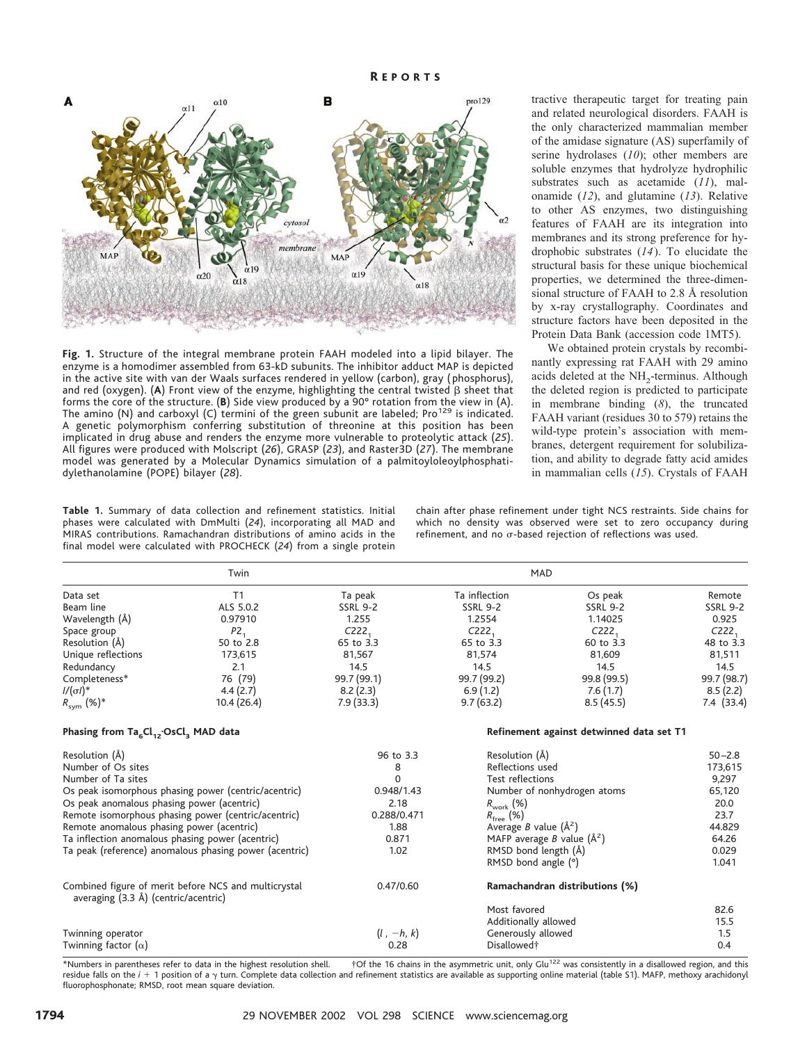**Fig. 1.** Structure of the integral membrane protein FAAH modeled into a lipid bilayer. The enzyme is a homodimer assembled from 63-kD subunits. The inhibitor adduct MAP is depicted in the active site with van der Waals surfaces rendered in yellow (carbon), gray (phosphorus), and red (oxygen). (**A**) Front view of the enzyme, highlighting the central twisted β sheet that forms the core of the structure. (**B**) Side view produced by a 90° rotation from the view in (A). The amino (N) and carboxyl (C) termini of the green subunit are labeled; Pro[129] is indicated. A genetic polymorphism conferring substitution of threonine at this position has been implicated in drug abuse and renders the enzyme more vulnerable to proteolytic attack (*25*). All figures were produced with Molscript (*26*), GRASP (*23*), and Raster3D (*27*). The membrane model was generated by a Molecular Dynamics simulation of a palmitoyloleoylphosphatidylethanolamine (POPE) bilayer (*28*).

tractive therapeutic target for treating pain and related neurological disorders. FAAH is the only characterized mammalian member of the amidase signature (AS) superfamily of serine hydrolases (*10*); other members are soluble enzymes that hydrolyze hydrophilic substrates such as acetamide (*11*), malonamide (*12*), and glutamine (*13*). Relative to other AS enzymes, two distinguishing features of FAAH are its integration into membranes and its strong preference for hydrophobic substrates (*14*). To elucidate the structural basis for these unique biochemical properties, we determined the three-dimensional structure of FAAH to 2.8 Å resolution by x-ray crystallography. Coordinates and structure factors have been deposited in the Protein Data Bank (accession code 1MT5).

We obtained protein crystals by recombinantly expressing rat FAAH with 29 amino acids deleted at the $NH_2$-terminus. Although the deleted region is predicted to participate in membrane binding (*8*), the truncated FAAH variant (residues 30 to 579) retains the wild-type protein's association with membranes, detergent requirement for solubilization, and ability to degrade fatty acid amides in mammalian cells (*15*). Crystals of FAAH

**Table 1.** Summary of data collection and refinement statistics. Initial phases were calculated with DmMulti (*24*), incorporating all MAD and MIRAS contributions. Ramachandran distributions of amino acids in the final model were calculated with PROCHECK (*24*) from a single protein chain after phase refinement under tight NCS restraints. Side chains for which no density was observed were set to zero occupancy during refinement, and no σ-based rejection of reflections was used.

| | Twin | MAD | | | |
|---|---|---|---|---|---|
| Data set | T1 | Ta peak | Ta inflection | Os peak | Remote |
| Beam line | ALS 5.0.2 | SSRL 9-2 | SSRL 9-2 | SSRL 9-2 | SSRL 9-2 |
| Wavelength (Å) | 0.97910 | 1.255 | 1.2554 | 1.14025 | 0.925 |
| Space group | $P2_1$ | $C222_1$ | $C222_1$ | $C222_1$ | $C222_1$ |
| Resolution (Å) | 50 to 2.8 | 65 to 3.3 | 65 to 3.3 | 60 to 3.3 | 48 to 3.3 |
| Unique reflections | 173,615 | 81,567 | 81,574 | 81,609 | 81,511 |
| Redundancy | 2.1 | 14.5 | 14.5 | 14.5 | 14.5 |
| Completeness* | 76 (79) | 99.7 (99.1) | 99.7 (99.2) | 99.8 (99.5) | 99.7 (98.7) |
| $I/(\sigma I)$* | 4.4 (2.7) | 8.2 (2.3) | 6.9 (1.2) | 7.6 (1.7) | 8.5 (2.2) |
| $R_{sym}$ (%)* | 10.4 (26.4) | 7.9 (33.3) | 9.7 (63.2) | 8.5 (45.5) | 7.4 (33.4) |

| Phasing from $Ta_6Cl_{12}$-$OsCl_3$ MAD data | |
|---|---|
| Resolution (Å) | 96 to 3.3 |
| Number of Os sites | 8 |
| Number of Ta sites | 0 |
| Os peak isomorphous phasing power (centric/acentric) | 0.948/1.43 |
| Os peak anomalous phasing power (acentric) | 2.18 |
| Remote isomorphous phasing power (centric/acentric) | 0.288/0.471 |
| Remote anomalous phasing power (acentric) | 1.88 |
| Ta inflection anomalous phasing power (acentric) | 0.871 |
| Ta peak (reference) anomalous phasing power (acentric) | 1.02 |
| Combined figure of merit before NCS and multicrystal averaging (3.3 Å) (centric/acentric) | 0.47/0.60 |
| Twinning operator | $(l, -h, k)$ |
| Twinning factor (α) | 0.28 |

| Refinement against detwinned data set T1 | |
|---|---|
| Resolution (Å) | 50–2.8 |
| Reflections used | 173,615 |
| Test reflections | 9,297 |
| Number of nonhydrogen atoms | 65,120 |
| $R_{work}$ (%) | 20.0 |
| $R_{free}$ (%) | 23.7 |
| Average B value (Å$^2$) | 44.829 |
| MAFP average B value (Å$^2$) | 64.26 |
| RMSD bond length (Å) | 0.029 |
| RMSD bond angle (°) | 1.041 |
| **Ramachandran distributions (%)** | |
| Most favored | 82.6 |
| Additionally allowed | 15.5 |
| Generously allowed | 1.5 |
| Disallowed† | 0.4 |

*Numbers in parentheses refer to data in the highest resolution shell. †Of the 16 chains in the asymmetric unit, only Glu[122] was consistently in a disallowed region, and this residue falls on the $i + 1$ position of a γ turn. Complete data collection and refinement statistics are available as supporting online material (table S1). MAFP, methoxy arachidonyl fluorophosphonate; RMSD, root mean square deviation.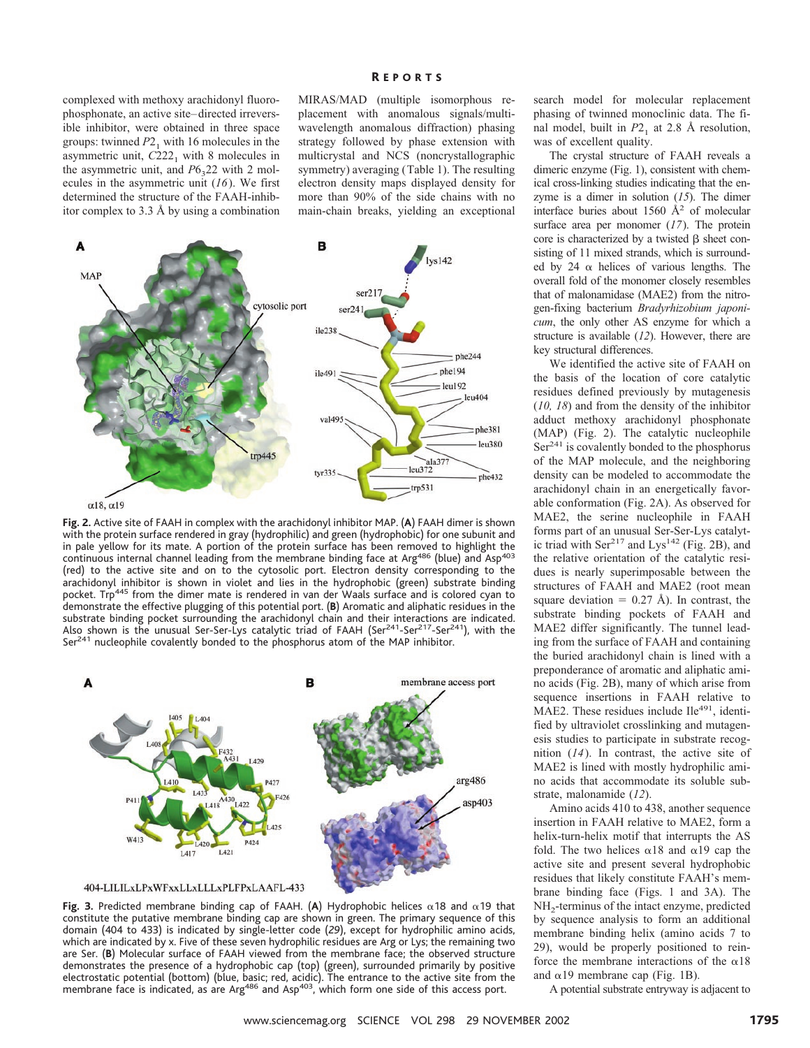complexed with methoxy arachidonyl fluorophosphonate, an active site–directed irreversible inhibitor, were obtained in three space groups: twinned $P2_1$ with 16 molecules in the asymmetric unit, $C222_1$ with 8 molecules in the asymmetric unit, and $P6_322$ with 2 molecules in the asymmetric unit (16). We first determined the structure of the FAAH-inhibitor complex to 3.3 Å by using a combination MIRAS/MAD (multiple isomorphous replacement with anomalous signals/multiwavelength anomalous diffraction) phasing strategy followed by phase extension with multicrystal and NCS (noncrystallographic symmetry) averaging (Table 1). The resulting electron density maps displayed density for more than 90% of the side chains with no main-chain breaks, yielding an exceptional search model for molecular replacement phasing of twinned monoclinic data. The final model, built in $P2_1$ at 2.8 Å resolution, was of excellent quality.

The crystal structure of FAAH reveals a dimeric enzyme (Fig. 1), consistent with chemical cross-linking studies indicating that the enzyme is a dimer in solution (15). The dimer interface buries about 1560 Å$^2$ of molecular surface area per monomer (17). The protein core is characterized by a twisted β sheet consisting of 11 mixed strands, which is surrounded by 24 α helices of various lengths. The overall fold of the monomer closely resembles that of malonamidase (MAE2) from the nitrogen-fixing bacterium *Bradyrhizobium japonicum*, the only other AS enzyme for which a structure is available (12). However, there are key structural differences.

We identified the active site of FAAH on the basis of the location of core catalytic residues defined previously by mutagenesis (10, 18) and from the density of the inhibitor adduct methoxy arachidonyl phosphonate (MAP) (Fig. 2). The catalytic nucleophile Ser[241] is covalently bonded to the phosphorus of the MAP molecule, and the neighboring density can be modeled to accommodate the arachidonyl chain in an energetically favorable conformation (Fig. 2A). As observed for MAE2, the serine nucleophile in FAAH forms part of an unusual Ser-Ser-Lys catalytic triad with Ser[217] and Lys[142] (Fig. 2B), and the relative orientation of the catalytic residues is nearly superimposable between the structures of FAAH and MAE2 (root mean square deviation = 0.27 Å). In contrast, the substrate binding pockets of FAAH and MAE2 differ significantly. The tunnel leading from the surface of FAAH and containing the buried arachidonyl chain is lined with a preponderance of aromatic and aliphatic amino acids (Fig. 2B), many of which arise from sequence insertions in FAAH relative to MAE2. These residues include Ile[491], identified by ultraviolet crosslinking and mutagenesis studies to participate in substrate recognition (14). In contrast, the active site of MAE2 is lined with mostly hydrophilic amino acids that accommodate its soluble substrate, malonamide (12).

Amino acids 410 to 438, another sequence insertion in FAAH relative to MAE2, form a helix-turn-helix motif that interrupts the AS fold. The two helices α18 and α19 cap the active site and present several hydrophobic residues that likely constitute FAAH's membrane binding face (Figs. 1 and 3A). The $NH_2$-terminus of the intact enzyme, predicted by sequence analysis to form an additional membrane binding helix (amino acids 7 to 29), would be properly positioned to reinforce the membrane interactions of the α18 and α19 membrane cap (Fig. 1B).

A potential substrate entryway is adjacent to

**Fig. 2.** Active site of FAAH in complex with the arachidonyl inhibitor MAP. (**A**) FAAH dimer is shown with the protein surface rendered in gray (hydrophilic) and green (hydrophobic) for one subunit and in pale yellow for its mate. A portion of the protein surface has been removed to highlight the continuous internal channel leading from the membrane binding face at Arg[486] (blue) and Asp[403] (red) to the active site and on to the cytosolic port. Electron density corresponding to the arachidonyl inhibitor is shown in violet and lies in the hydrophobic (green) substrate binding pocket. Trp[445] from the dimer mate is rendered in van der Waals surface and is colored cyan to demonstrate the effective plugging of this potential port. (**B**) Aromatic and aliphatic residues in the substrate binding pocket surrounding the arachidonyl chain and their interactions are indicated. Also shown is the unusual Ser-Ser-Lys catalytic triad of FAAH (Ser[241]-Ser[217]-Ser[241]), with the Ser[241] nucleophile covalently bonded to the phosphorus atom of the MAP inhibitor.

**Fig. 3.** Predicted membrane binding cap of FAAH. (**A**) Hydrophobic helices α18 and α19 that constitute the putative membrane binding cap are shown in green. The primary sequence of this domain (404 to 433) is indicated by single-letter code (29), except for hydrophilic amino acids, which are indicated by x. Five of these seven hydrophilic residues are Arg or Lys; the remaining two are Ser. (**B**) Molecular surface of FAAH viewed from the membrane face; the observed structure demonstrates the presence of a hydrophobic cap (top) (green), surrounded primarily by positive electrostatic potential (bottom) (blue, basic; red, acidic). The entrance to the active site from the membrane face is indicated, as are Arg[486] and Asp[403], which form one side of this access port.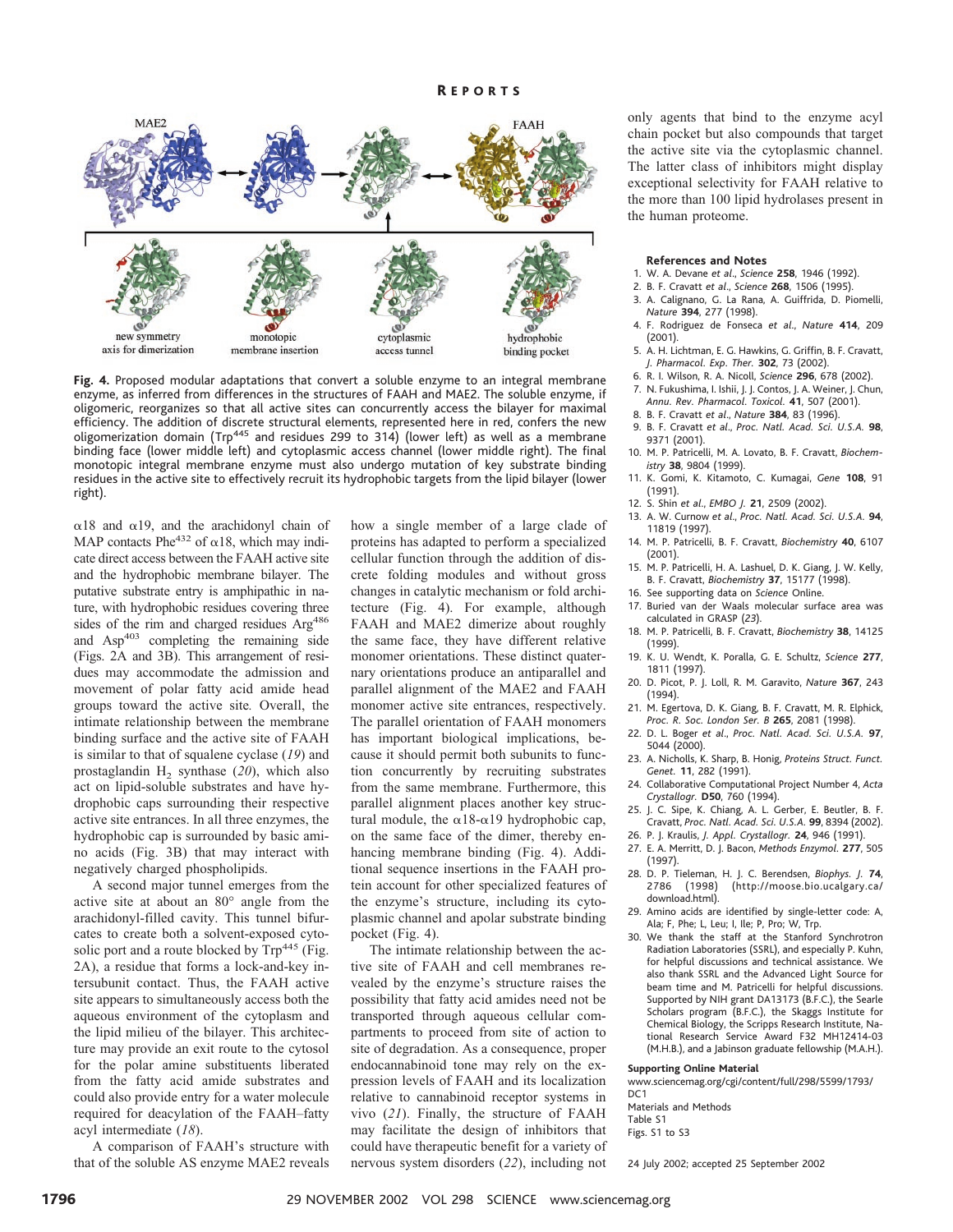MAE2

FAAH

new symmetry axis for dimerization

monotopic membrane insertion

cytoplasmic access tunnel

hydrophobic binding pocket

**Fig. 4.** Proposed modular adaptations that convert a soluble enzyme to an integral membrane enzyme, as inferred from differences in the structures of FAAH and MAE2. The soluble enzyme, if oligomeric, reorganizes so that all active sites can concurrently access the bilayer for maximal efficiency. The addition of discrete structural elements, represented here in red, confers the new oligomerization domain (Trp[445] and residues 299 to 314) (lower left) as well as a membrane binding face (lower middle left) and cytoplasmic access channel (lower middle right). The final monotopic integral membrane enzyme must also undergo mutation of key substrate binding residues in the active site to effectively recruit its hydrophobic targets from the lipid bilayer (lower right).

α18 and α19, and the arachidonyl chain of MAP contacts Phe[432] of α18, which may indicate direct access between the FAAH active site and the hydrophobic membrane bilayer. The putative substrate entry is amphipathic in nature, with hydrophobic residues covering three sides of the rim and charged residues Arg[486] and Asp[403] completing the remaining side (Figs. 2A and 3B). This arrangement of residues may accommodate the admission and movement of polar fatty acid amide head groups toward the active site. Overall, the intimate relationship between the membrane binding surface and the active site of FAAH is similar to that of squalene cyclase (*19*) and prostaglandin $H_2$ synthase (*20*), which also act on lipid-soluble substrates and have hydrophobic caps surrounding their respective active site entrances. In all three enzymes, the hydrophobic cap is surrounded by basic amino acids (Fig. 3B) that may interact with negatively charged phospholipids.

A second major tunnel emerges from the active site at about an 80° angle from the arachidonyl-filled cavity. This tunnel bifurcates to create both a solvent-exposed cytosolic port and a route blocked by Trp[445] (Fig. 2A), a residue that forms a lock-and-key intersubunit contact. Thus, the FAAH active site appears to simultaneously access both the aqueous environment of the cytoplasm and the lipid milieu of the bilayer. This architecture may provide an exit route to the cytosol for the polar amine substituents liberated from the fatty acid amide substrates and could also provide entry for a water molecule required for deacylation of the FAAH–fatty acyl intermediate (*18*).

A comparison of FAAH's structure with that of the soluble AS enzyme MAE2 reveals how a single member of a large clade of proteins has adapted to perform a specialized cellular function through the addition of discrete folding modules and without gross changes in catalytic mechanism or fold architecture (Fig. 4). For example, although FAAH and MAE2 dimerize about roughly the same face, they have different relative monomer orientations. These distinct quaternary orientations produce an antiparallel and parallel alignment of the MAE2 and FAAH monomer active site entrances, respectively. The parallel orientation of FAAH monomers has important biological implications, because it should permit both subunits to function concurrently by recruiting substrates from the same membrane. Furthermore, this parallel alignment places another key structural module, the α18-α19 hydrophobic cap, on the same face of the dimer, thereby enhancing membrane binding (Fig. 4). Additional sequence insertions in the FAAH protein account for other specialized features of the enzyme's structure, including its cytoplasmic channel and apolar substrate binding pocket (Fig. 4).

The intimate relationship between the active site of FAAH and cell membranes revealed by the enzyme's structure raises the possibility that fatty acid amides need not be transported through aqueous cellular compartments to proceed from site of action to site of degradation. As a consequence, proper endocannabinoid tone may rely on the expression levels of FAAH and its localization relative to cannabinoid receptor systems in vivo (*21*). Finally, the structure of FAAH may facilitate the design of inhibitors that could have therapeutic benefit for a variety of nervous system disorders (*22*), including not only agents that bind to the enzyme acyl chain pocket but also compounds that target the active site via the cytoplasmic channel. The latter class of inhibitors might display exceptional selectivity for FAAH relative to the more than 100 lipid hydrolases present in the human proteome.

### References and Notes

1. W. A. Devane *et al.*, *Science* **258**, 1946 (1992).
2. B. F. Cravatt *et al.*, *Science* **268**, 1506 (1995).
3. A. Calignano, G. La Rana, A. Guiffrida, D. Piomelli, *Nature* **394**, 277 (1998).
4. F. Rodriguez de Fonseca *et al.*, *Nature* **414**, 209 (2001).
5. A. H. Lichtman, E. G. Hawkins, G. Griffin, B. F. Cravatt, *J. Pharmacol. Exp. Ther.* **302**, 73 (2002).
6. R. I. Wilson, R. A. Nicoll, *Science* **296**, 678 (2002).
7. N. Fukushima, I. Ishii, J. J. Contos, J. A. Weiner, J. Chun, *Annu. Rev. Pharmacol. Toxicol.* **41**, 507 (2001).
8. B. F. Cravatt *et al.*, *Nature* **384**, 83 (1996).
9. B. F. Cravatt *et al.*, *Proc. Natl. Acad. Sci. U.S.A.* **98**, 9371 (2001).
10. M. P. Patricelli, M. A. Lovato, B. F. Cravatt, *Biochemistry* **38**, 9804 (1999).
11. K. Gomi, K. Kitamoto, C. Kumagai, *Gene* **108**, 91 (1991).
12. S. Shin *et al.*, *EMBO J.* **21**, 2509 (2002).
13. A. W. Curnow *et al.*, *Proc. Natl. Acad. Sci. U.S.A.* **94**, 11819 (1997).
14. M. P. Patricelli, B. F. Cravatt, *Biochemistry* **40**, 6107 (2001).
15. M. P. Patricelli, H. A. Lashuel, D. K. Giang, J. W. Kelly, B. F. Cravatt, *Biochemistry* **37**, 15177 (1998).
16. See supporting data on *Science* Online.
17. Buried van der Waals molecular surface area was calculated in GRASP (*23*).
18. M. P. Patricelli, B. F. Cravatt, *Biochemistry* **38**, 14125 (1999).
19. K. U. Wendt, K. Poralla, G. E. Schultz, *Science* **277**, 1811 (1997).
20. D. Picot, P. J. Loll, R. M. Garavito, *Nature* **367**, 243 (1994).
21. M. Egertova, D. K. Giang, B. F. Cravatt, M. R. Elphick, *Proc. R. Soc. London Ser. B* **265**, 2081 (1998).
22. D. L. Boger *et al.*, *Proc. Natl. Acad. Sci. U.S.A.* **97**, 5044 (2000).
23. A. Nicholls, K. Sharp, B. Honig, *Proteins Struct. Funct. Genet.* **11**, 282 (1991).
24. Collaborative Computational Project Number 4, *Acta Crystallogr.* **D50**, 760 (1994).
25. J. C. Sipe, K. Chiang, A. L. Gerber, E. Beutler, B. F. Cravatt, *Proc. Natl. Acad. Sci. U.S.A.* **99**, 8394 (2002).
26. P. J. Kraulis, *J. Appl. Crystallogr.* **24**, 946 (1991).
27. E. A. Merritt, D. J. Bacon, *Methods Enzymol.* **277**, 505 (1997).
28. D. P. Tieleman, H. J. C. Berendsen, *Biophys. J.* **74**, 2786 (1998) (http://moose.bio.ucalgary.ca/download.html).
29. Amino acids are identified by single-letter code: A, Ala; F, Phe; L, Leu; I, Ile; P, Pro; W, Trp.
30. We thank the staff at the Stanford Synchrotron Radiation Laboratories (SSRL), and especially P. Kuhn, for helpful discussions and technical assistance. We also thank SSRL and the Advanced Light Source for beam time and M. Patricelli for helpful discussions. Supported by NIH grant DA13173 (B.F.C.), the Searle Scholars program (B.F.C.), the Skaggs Institute for Chemical Biology, the Scripps Research Institute, National Research Service Award F32 MH12414-03 (M.H.B.), and a Jabinson graduate fellowship (M.A.H.).

**Supporting Online Material**

www.sciencemag.org/cgi/content/full/298/5599/1793/DC1

Materials and Methods

Table S1

Figs. S1 to S3

24 July 2002; accepted 25 September 2002